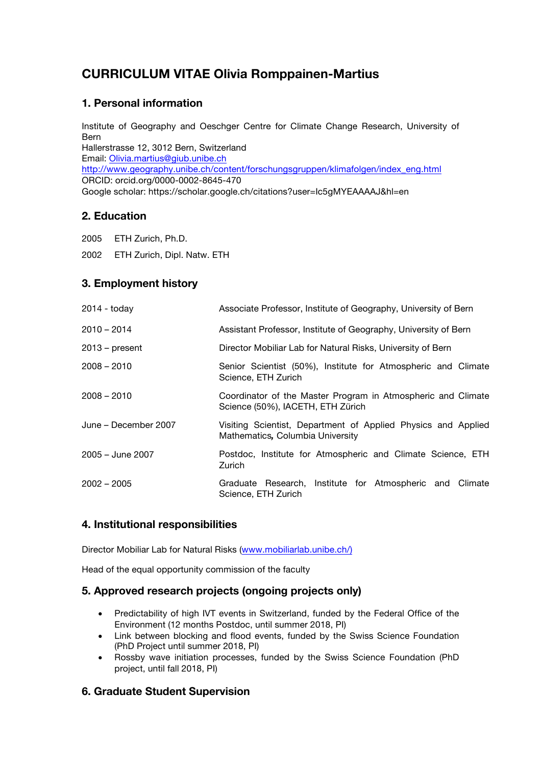# CURRICULUM VITAE Olivia Romppainen-Martius

## 1. Personal information

Institute of Geography and Oeschger Centre for Climate Change Research, University of Bern
Hallerstrasse 12, 3012 Bern, Switzerland
Email: Olivia.martius@giub.unibe.ch
http://www.geography.unibe.ch/content/forschungsgruppen/klimafolgen/index_eng.html
ORCID: orcid.org/0000-0002-8645-470
Google scholar: https://scholar.google.ch/citations?user=Ic5gMYEAAAAJ&hl=en

## 2. Education

2005 ETH Zurich, Ph.D.

2002 ETH Zurich, Dipl. Natw. ETH

## 3. Employment history

| | |
|---|---|
| 2014 - today | Associate Professor, Institute of Geography, University of Bern |
| 2010 – 2014 | Assistant Professor, Institute of Geography, University of Bern |
| 2013 – present | Director Mobiliar Lab for Natural Risks, University of Bern |
| 2008 – 2010 | Senior Scientist (50%), Institute for Atmospheric and Climate Science, ETH Zurich |
| 2008 – 2010 | Coordinator of the Master Program in Atmospheric and Climate Science (50%), IACETH, ETH Zürich |
| June – December 2007 | Visiting Scientist, Department of Applied Physics and Applied Mathematics, Columbia University |
| 2005 – June 2007 | Postdoc, Institute for Atmospheric and Climate Science, ETH Zurich |
| 2002 – 2005 | Graduate Research, Institute for Atmospheric and Climate Science, ETH Zurich |

## 4. Institutional responsibilities

Director Mobiliar Lab for Natural Risks (www.mobiliarlab.unibe.ch/)

Head of the equal opportunity commission of the faculty

## 5. Approved research projects (ongoing projects only)

- Predictability of high IVT events in Switzerland, funded by the Federal Office of the Environment (12 months Postdoc, until summer 2018, PI)
- Link between blocking and flood events, funded by the Swiss Science Foundation (PhD Project until summer 2018, PI)
- Rossby wave initiation processes, funded by the Swiss Science Foundation (PhD project, until fall 2018, PI)

## 6. Graduate Student Supervision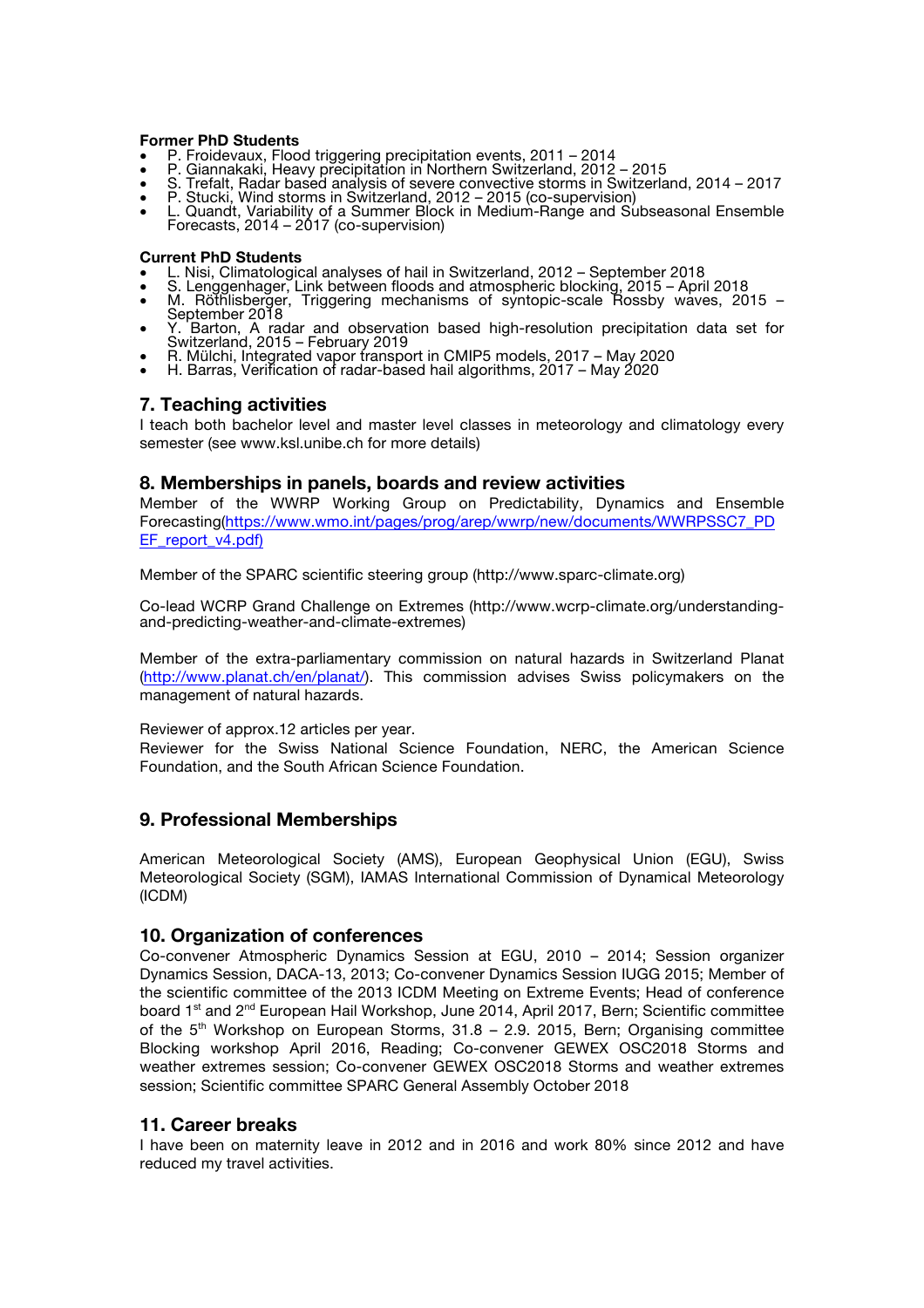**Former PhD Students**

- P. Froidevaux, Flood triggering precipitation events, 2011 – 2014
- P. Giannakaki, Heavy precipitation in Northern Switzerland, 2012 – 2015
- S. Trefalt, Radar based analysis of severe convective storms in Switzerland, 2014 – 2017
- P. Stucki, Wind storms in Switzerland, 2012 – 2015 (co-supervision)
- L. Quandt, Variability of a Summer Block in Medium-Range and Subseasonal Ensemble Forecasts, 2014 – 2017 (co-supervision)

**Current PhD Students**

- L. Nisi, Climatological analyses of hail in Switzerland, 2012 – September 2018
- S. Lenggenhager, Link between floods and atmospheric blocking, 2015 – April 2018
- M. Röthlisberger, Triggering mechanisms of syntopic-scale Rossby waves, 2015 – September 2018
- Y. Barton, A radar and observation based high-resolution precipitation data set for Switzerland, 2015 – February 2019
- R. Mülchi, Integrated vapor transport in CMIP5 models, 2017 – May 2020
- H. Barras, Verification of radar-based hail algorithms, 2017 – May 2020

## 7. Teaching activities

I teach both bachelor level and master level classes in meteorology and climatology every semester (see www.ksl.unibe.ch for more details)

## 8. Memberships in panels, boards and review activities

Member of the WWRP Working Group on Predictability, Dynamics and Ensemble Forecasting(https://www.wmo.int/pages/prog/arep/wwrp/new/documents/WWRPSSC7_PDEF_report_v4.pdf)

Member of the SPARC scientific steering group (http://www.sparc-climate.org)

Co-lead WCRP Grand Challenge on Extremes (http://www.wcrp-climate.org/understanding-and-predicting-weather-and-climate-extremes)

Member of the extra-parliamentary commission on natural hazards in Switzerland Planat (http://www.planat.ch/en/planat/). This commission advises Swiss policymakers on the management of natural hazards.

Reviewer of approx.12 articles per year.
Reviewer for the Swiss National Science Foundation, NERC, the American Science Foundation, and the South African Science Foundation.

## 9. Professional Memberships

American Meteorological Society (AMS), European Geophysical Union (EGU), Swiss Meteorological Society (SGM), IAMAS International Commission of Dynamical Meteorology (ICDM)

## 10. Organization of conferences

Co-convener Atmospheric Dynamics Session at EGU, 2010 – 2014; Session organizer Dynamics Session, DACA-13, 2013; Co-convener Dynamics Session IUGG 2015; Member of the scientific committee of the 2013 ICDM Meeting on Extreme Events; Head of conference board 1st and 2nd European Hail Workshop, June 2014, April 2017, Bern; Scientific committee of the 5th Workshop on European Storms, 31.8 – 2.9. 2015, Bern; Organising committee Blocking workshop April 2016, Reading; Co-convener GEWEX OSC2018 Storms and weather extremes session; Co-convener GEWEX OSC2018 Storms and weather extremes session; Scientific committee SPARC General Assembly October 2018

## 11. Career breaks

I have been on maternity leave in 2012 and in 2016 and work 80% since 2012 and have reduced my travel activities.